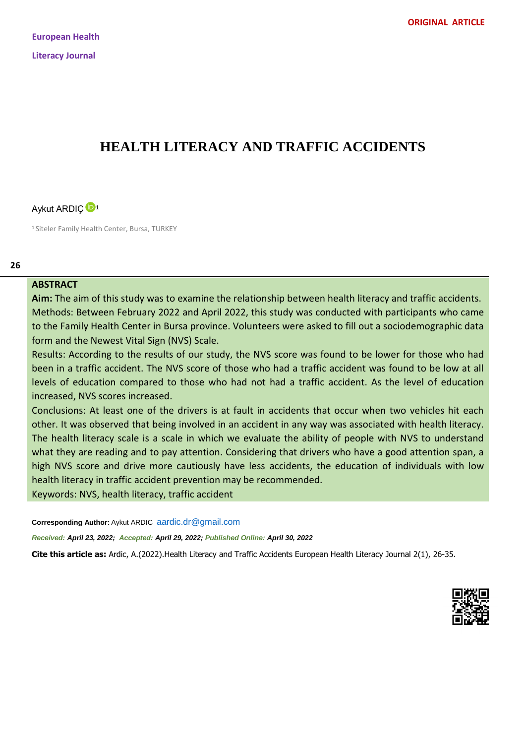ORIGINAL ARTICLE

European Health Literacy Journal

# HEALTH LITERACY AND TRAFFIC ACCIDENTS

Aykut ARDIÇ [1]

[1] Siteler Family Health Center, Bursa, TURKEY

## ABSTRACT

**Aim:** The aim of this study was to examine the relationship between health literacy and traffic accidents.

Methods: Between February 2022 and April 2022, this study was conducted with participants who came to the Family Health Center in Bursa province. Volunteers were asked to fill out a sociodemographic data form and the Newest Vital Sign (NVS) Scale.

Results: According to the results of our study, the NVS score was found to be lower for those who had been in a traffic accident. The NVS score of those who had a traffic accident was found to be low at all levels of education compared to those who had not had a traffic accident. As the level of education increased, NVS scores increased.

Conclusions: At least one of the drivers is at fault in accidents that occur when two vehicles hit each other. It was observed that being involved in an accident in any way was associated with health literacy. The health literacy scale is a scale in which we evaluate the ability of people with NVS to understand what they are reading and to pay attention. Considering that drivers who have a good attention span, a high NVS score and drive more cautiously have less accidents, the education of individuals with low health literacy in traffic accident prevention may be recommended.

Keywords: NVS, health literacy, traffic accident

**Corresponding Author:** Aykut ARDIC aardic.dr@gmail.com

*Received:* ***April 23, 2022;*** *Accepted:* ***April 29, 2022;*** *Published Online:* ***April 30, 2022***

**Cite this article as:** Ardic, A.(2022).Health Literacy and Traffic Accidents European Health Literacy Journal 2(1), 26-35.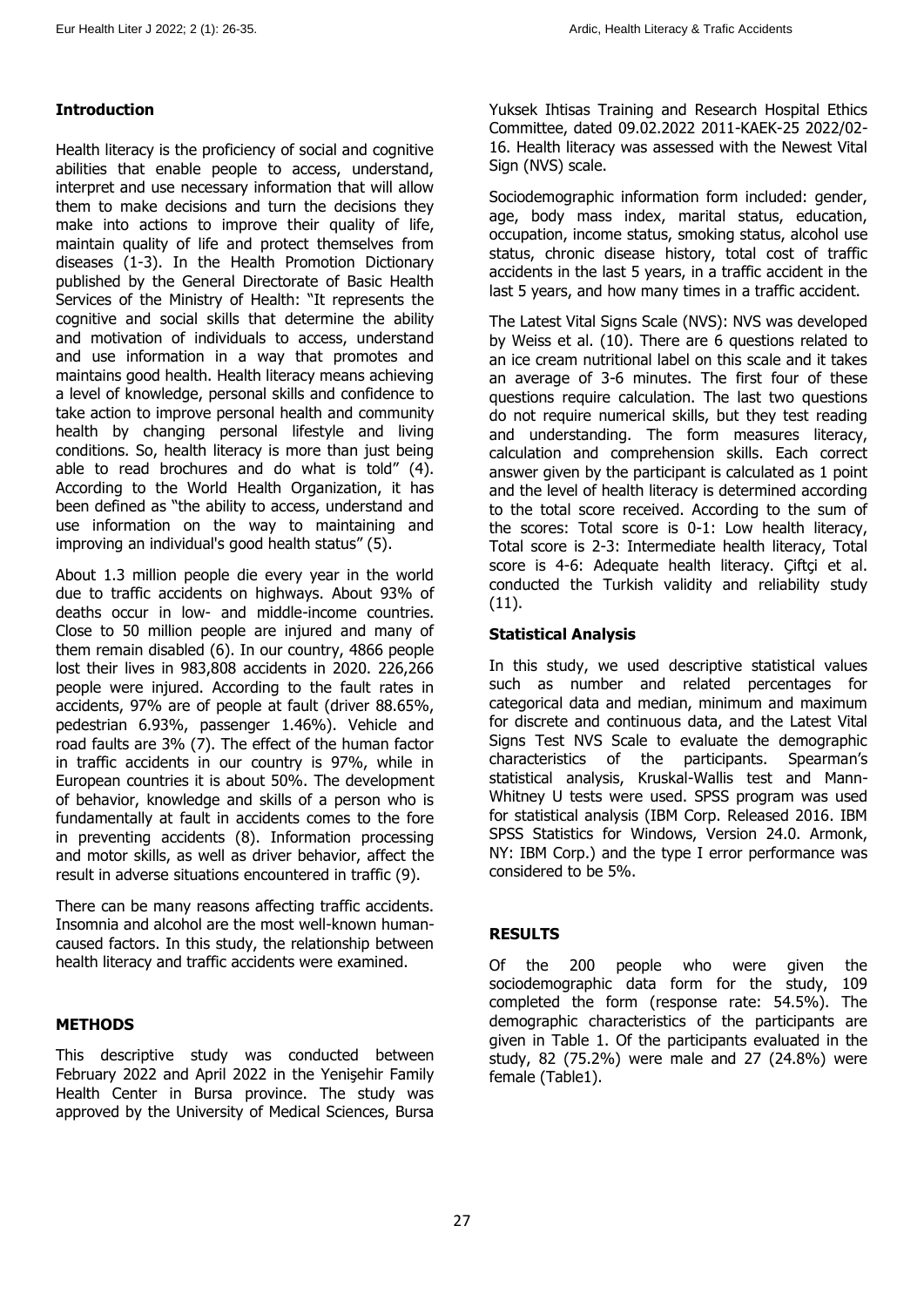## Introduction

Health literacy is the proficiency of social and cognitive abilities that enable people to access, understand, interpret and use necessary information that will allow them to make decisions and turn the decisions they make into actions to improve their quality of life, maintain quality of life and protect themselves from diseases (1-3). In the Health Promotion Dictionary published by the General Directorate of Basic Health Services of the Ministry of Health: "It represents the cognitive and social skills that determine the ability and motivation of individuals to access, understand and use information in a way that promotes and maintains good health. Health literacy means achieving a level of knowledge, personal skills and confidence to take action to improve personal health and community health by changing personal lifestyle and living conditions. So, health literacy is more than just being able to read brochures and do what is told" (4). According to the World Health Organization, it has been defined as "the ability to access, understand and use information on the way to maintaining and improving an individual's good health status" (5).

About 1.3 million people die every year in the world due to traffic accidents on highways. About 93% of deaths occur in low- and middle-income countries. Close to 50 million people are injured and many of them remain disabled (6). In our country, 4866 people lost their lives in 983,808 accidents in 2020. 226,266 people were injured. According to the fault rates in accidents, 97% are of people at fault (driver 88.65%, pedestrian 6.93%, passenger 1.46%). Vehicle and road faults are 3% (7). The effect of the human factor in traffic accidents in our country is 97%, while in European countries it is about 50%. The development of behavior, knowledge and skills of a person who is fundamentally at fault in accidents comes to the fore in preventing accidents (8). Information processing and motor skills, as well as driver behavior, affect the result in adverse situations encountered in traffic (9).

There can be many reasons affecting traffic accidents. Insomnia and alcohol are the most well-known human-caused factors. In this study, the relationship between health literacy and traffic accidents were examined.

## METHODS

This descriptive study was conducted between February 2022 and April 2022 in the Yenişehir Family Health Center in Bursa province. The study was approved by the University of Medical Sciences, Bursa Yuksek Ihtisas Training and Research Hospital Ethics Committee, dated 09.02.2022 2011-KAEK-25 2022/02-16. Health literacy was assessed with the Newest Vital Sign (NVS) scale.

Sociodemographic information form included: gender, age, body mass index, marital status, education, occupation, income status, smoking status, alcohol use status, chronic disease history, total cost of traffic accidents in the last 5 years, in a traffic accident in the last 5 years, and how many times in a traffic accident.

The Latest Vital Signs Scale (NVS): NVS was developed by Weiss et al. (10). There are 6 questions related to an ice cream nutritional label on this scale and it takes an average of 3-6 minutes. The first four of these questions require calculation. The last two questions do not require numerical skills, but they test reading and understanding. The form measures literacy, calculation and comprehension skills. Each correct answer given by the participant is calculated as 1 point and the level of health literacy is determined according to the total score received. According to the sum of the scores: Total score is 0-1: Low health literacy, Total score is 2-3: Intermediate health literacy, Total score is 4-6: Adequate health literacy. Çiftçi et al. conducted the Turkish validity and reliability study (11).

### Statistical Analysis

In this study, we used descriptive statistical values such as number and related percentages for categorical data and median, minimum and maximum for discrete and continuous data, and the Latest Vital Signs Test NVS Scale to evaluate the demographic characteristics of the participants. Spearman's statistical analysis, Kruskal-Wallis test and Mann-Whitney U tests were used. SPSS program was used for statistical analysis (IBM Corp. Released 2016. IBM SPSS Statistics for Windows, Version 24.0. Armonk, NY: IBM Corp.) and the type I error performance was considered to be 5%.

## RESULTS

Of the 200 people who were given the sociodemographic data form for the study, 109 completed the form (response rate: 54.5%). The demographic characteristics of the participants are given in Table 1. Of the participants evaluated in the study, 82 (75.2%) were male and 27 (24.8%) were female (Table1).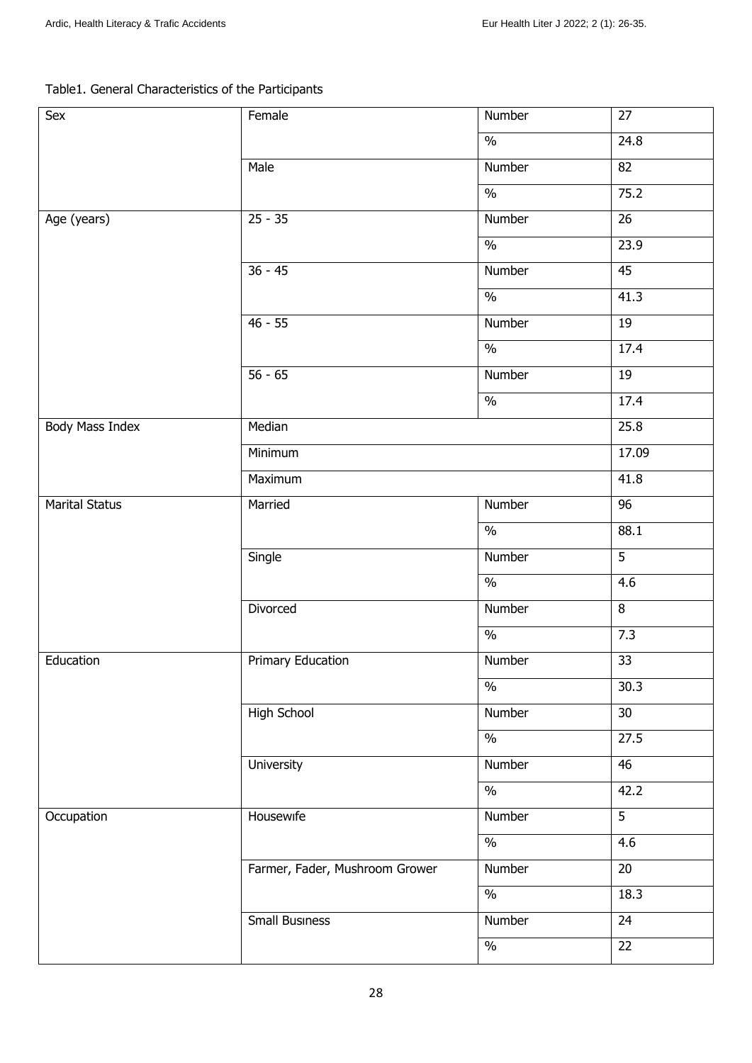Table1. General Characteristics of the Participants

| | | | |
|---|---|---|---|
| Sex | Female | Number | 27 |
| | | % | 24.8 |
| | Male | Number | 82 |
| | | % | 75.2 |
| Age (years) | 25 - 35 | Number | 26 |
| | | % | 23.9 |
| | 36 - 45 | Number | 45 |
| | | % | 41.3 |
| | 46 - 55 | Number | 19 |
| | | % | 17.4 |
| | 56 - 65 | Number | 19 |
| | | % | 17.4 |
| Body Mass Index | Median | | 25.8 |
| | Minimum | | 17.09 |
| | Maximum | | 41.8 |
| Marital Status | Married | Number | 96 |
| | | % | 88.1 |
| | Single | Number | 5 |
| | | % | 4.6 |
| | Divorced | Number | 8 |
| | | % | 7.3 |
| Education | Primary Education | Number | 33 |
| | | % | 30.3 |
| | High School | Number | 30 |
| | | % | 27.5 |
| | University | Number | 46 |
| | | % | 42.2 |
| Occupation | Housewıfe | Number | 5 |
| | | % | 4.6 |
| | Farmer, Fader, Mushroom Grower | Number | 20 |
| | | % | 18.3 |
| | Small Busıness | Number | 24 |
| | | % | 22 |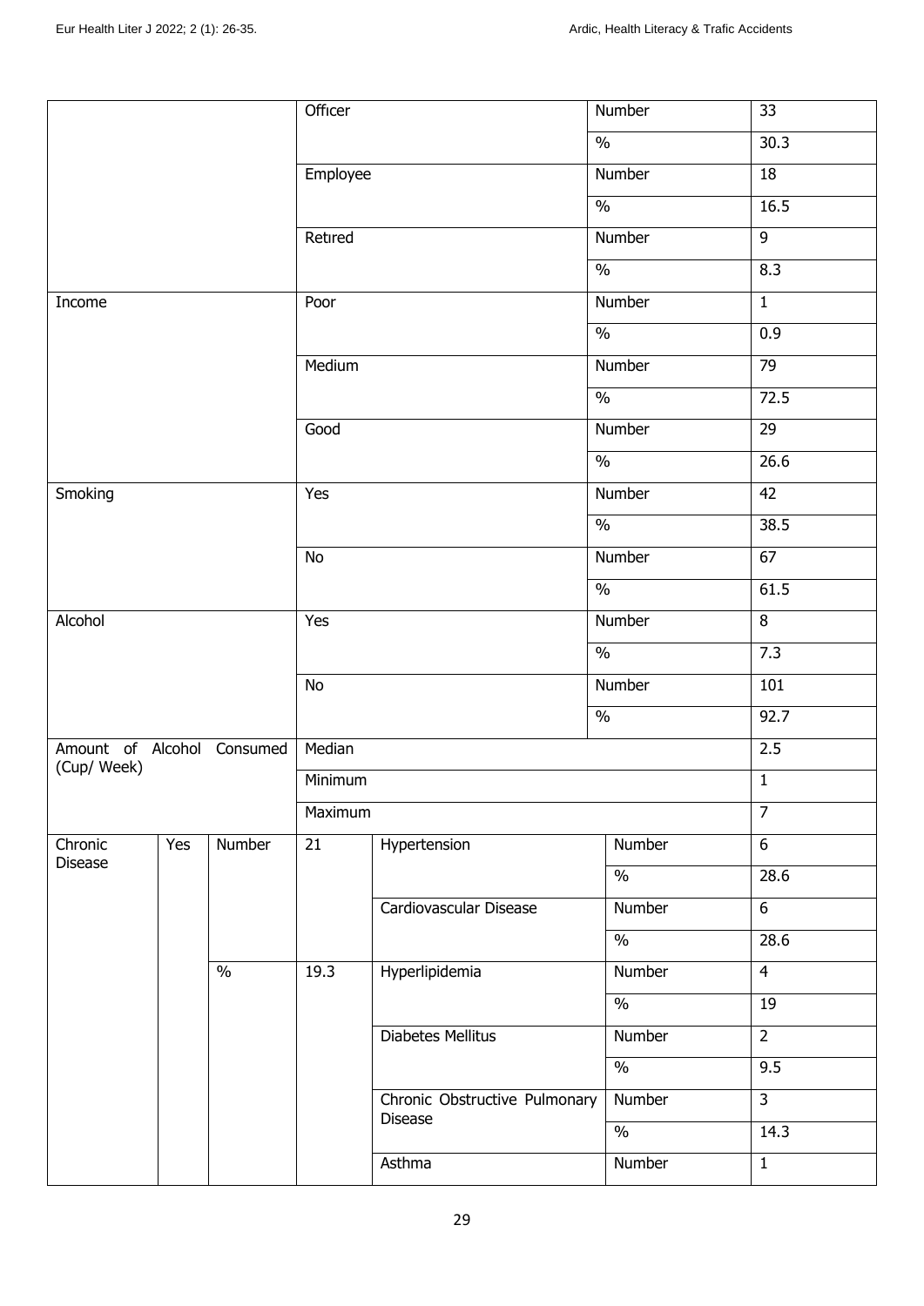| | | | | | |
|---|---|---|---|---|---|
| | | Officer | | Number | 33 |
| | | | | % | 30.3 |
| | | Employee | | Number | 18 |
| | | | | % | 16.5 |
| | | Retıred | | Number | 9 |
| | | | | % | 8.3 |
| Income | | Poor | | Number | 1 |
| | | | | % | 0.9 |
| | | Medium | | Number | 79 |
| | | | | % | 72.5 |
| | | Good | | Number | 29 |
| | | | | % | 26.6 |
| Smoking | | Yes | | Number | 42 |
| | | | | % | 38.5 |
| | | No | | Number | 67 |
| | | | | % | 61.5 |
| Alcohol | | Yes | | Number | 8 |
| | | | | % | 7.3 |
| | | No | | Number | 101 |
| | | | | % | 92.7 |
| Amount of Alcohol Consumed (Cup/ Week) | | Median | | | 2.5 |
| | | Minimum | | | 1 |
| | | Maximum | | | 7 |
| Chronic Disease | Yes | Number: 21 | Hypertension | Number | 6 |
| | | | | % | 28.6 |
| | | | Cardiovascular Disease | Number | 6 |
| | | | | % | 28.6 |
| | | %: 19.3 | Hyperlipidemia | Number | 4 |
| | | | | % | 19 |
| | | | Diabetes Mellitus | Number | 2 |
| | | | | % | 9.5 |
| | | | Chronic Obstructive Pulmonary Disease | Number | 3 |
| | | | | % | 14.3 |
| | | | Asthma | Number | 1 |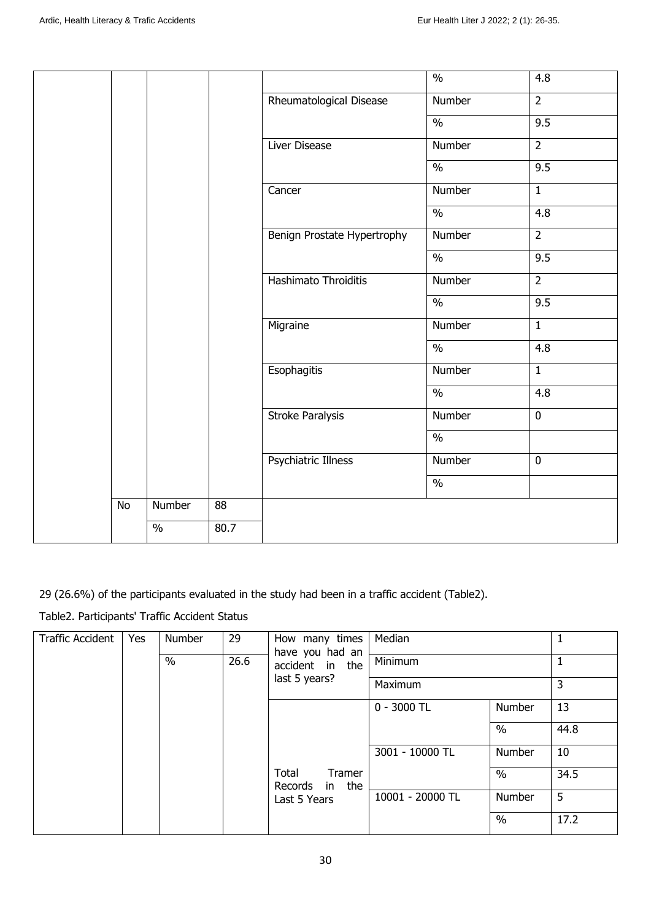|  |  |  |  |  | % | 4.8 |
|---|---|---|---|---|---|---|
|  |  |  |  | Rheumatological Disease | Number | 2 |
|  |  |  |  |  | % | 9.5 |
|  |  |  |  | Liver Disease | Number | 2 |
|  |  |  |  |  | % | 9.5 |
|  |  |  |  | Cancer | Number | 1 |
|  |  |  |  |  | % | 4.8 |
|  |  |  |  | Benign Prostate Hypertrophy | Number | 2 |
|  |  |  |  |  | % | 9.5 |
|  |  |  |  | Hashimato Throiditis | Number | 2 |
|  |  |  |  |  | % | 9.5 |
|  |  |  |  | Migraine | Number | 1 |
|  |  |  |  |  | % | 4.8 |
|  |  |  |  | Esophagitis | Number | 1 |
|  |  |  |  |  | % | 4.8 |
|  |  |  |  | Stroke Paralysis | Number | 0 |
|  |  |  |  |  | % |  |
|  |  |  |  | Psychiatric Illness | Number | 0 |
|  |  |  |  |  | % |  |
|  | No | Number | 88 |  |  |  |
|  |  | % | 80.7 |  |  |  |

29 (26.6%) of the participants evaluated in the study had been in a traffic accident (Table2).

Table2. Participants' Traffic Accident Status

| Traffic Accident | Yes | Number | 29 | How many times have you had an accident in the last 5 years? | Median |  | 1 |
|---|---|---|---|---|---|---|---|
|  |  | % | 26.6 |  | Minimum |  | 1 |
|  |  |  |  |  | Maximum |  | 3 |
|  |  |  |  | Total Tramer Records in the Last 5 Years | 0 - 3000 TL | Number | 13 |
|  |  |  |  |  |  | % | 44.8 |
|  |  |  |  |  | 3001 - 10000 TL | Number | 10 |
|  |  |  |  |  |  | % | 34.5 |
|  |  |  |  |  | 10001 - 20000 TL | Number | 5 |
|  |  |  |  |  |  | % | 17.2 |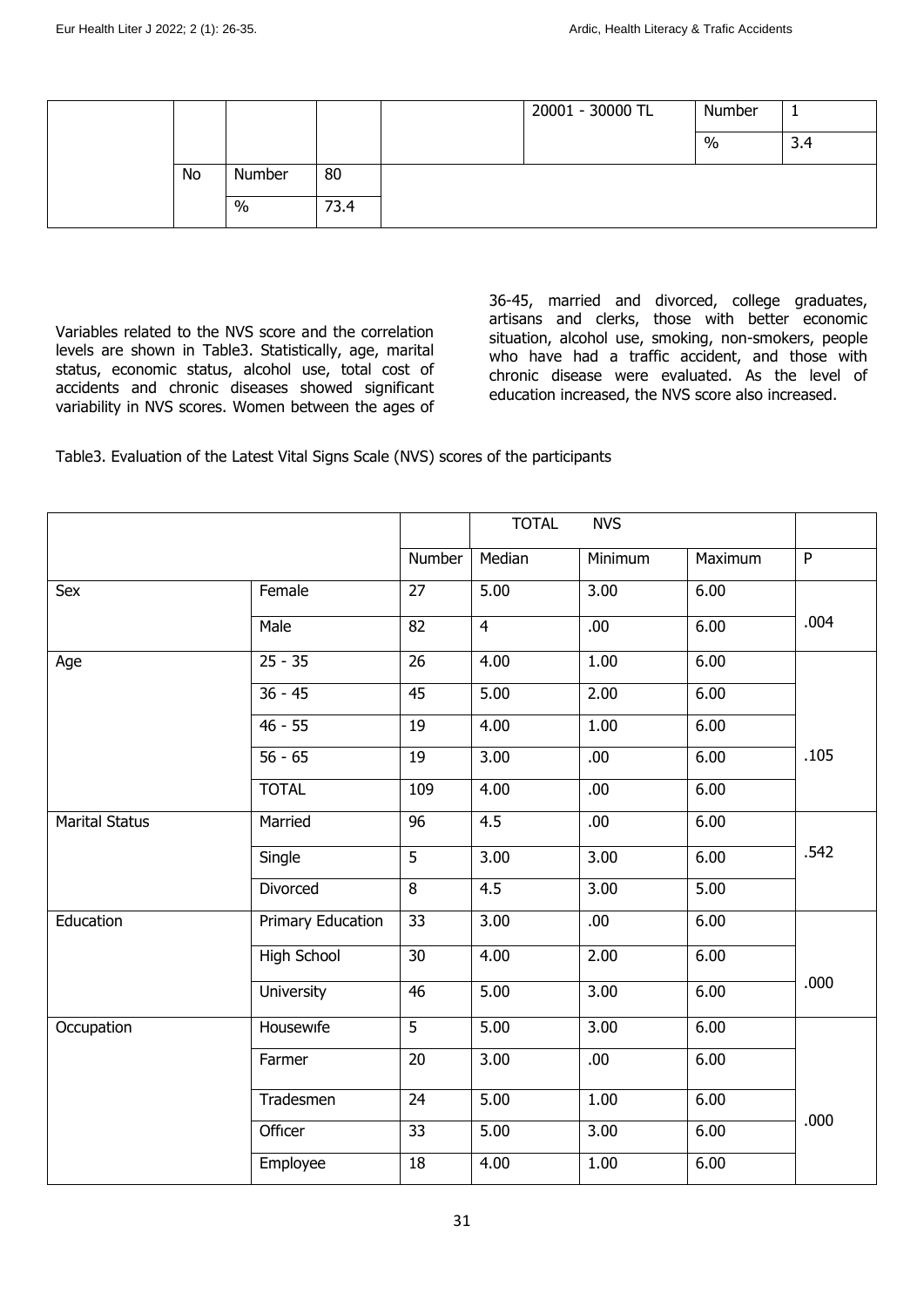| | | | | | | | |
|---|---|---|---|---|---|---|---|
| | | | | | 20001 - 30000 TL | Number | 1 |
| | | | | | | % | 3.4 |
| | No | Number | 80 | | | | |
| | | % | 73.4 | | | | |

Variables related to the NVS score and the correlation levels are shown in Table3. Statistically, age, marital status, economic status, alcohol use, total cost of accidents and chronic diseases showed significant variability in NVS scores. Women between the ages of 36-45, married and divorced, college graduates, artisans and clerks, those with better economic situation, alcohol use, smoking, non-smokers, people who have had a traffic accident, and those with chronic disease were evaluated. As the level of education increased, the NVS score also increased.

Table3. Evaluation of the Latest Vital Signs Scale (NVS) scores of the participants

| | | | TOTAL NVS | | | |
|---|---|---|---|---|---|---|
| | | Number | Median | Minimum | Maximum | P |
| Sex | Female | 27 | 5.00 | 3.00 | 6.00 | .004 |
| | Male | 82 | 4 | .00 | 6.00 | |
| Age | 25 - 35 | 26 | 4.00 | 1.00 | 6.00 | .105 |
| | 36 - 45 | 45 | 5.00 | 2.00 | 6.00 | |
| | 46 - 55 | 19 | 4.00 | 1.00 | 6.00 | |
| | 56 - 65 | 19 | 3.00 | .00 | 6.00 | |
| | TOTAL | 109 | 4.00 | .00 | 6.00 | |
| Marital Status | Married | 96 | 4.5 | .00 | 6.00 | .542 |
| | Single | 5 | 3.00 | 3.00 | 6.00 | |
| | Divorced | 8 | 4.5 | 3.00 | 5.00 | |
| Education | Primary Education | 33 | 3.00 | .00 | 6.00 | .000 |
| | High School | 30 | 4.00 | 2.00 | 6.00 | |
| | University | 46 | 5.00 | 3.00 | 6.00 | |
| Occupation | Housewıfe | 5 | 5.00 | 3.00 | 6.00 | .000 |
| | Farmer | 20 | 3.00 | .00 | 6.00 | |
| | Tradesmen | 24 | 5.00 | 1.00 | 6.00 | |
| | Offıcer | 33 | 5.00 | 3.00 | 6.00 | |
| | Employee | 18 | 4.00 | 1.00 | 6.00 | |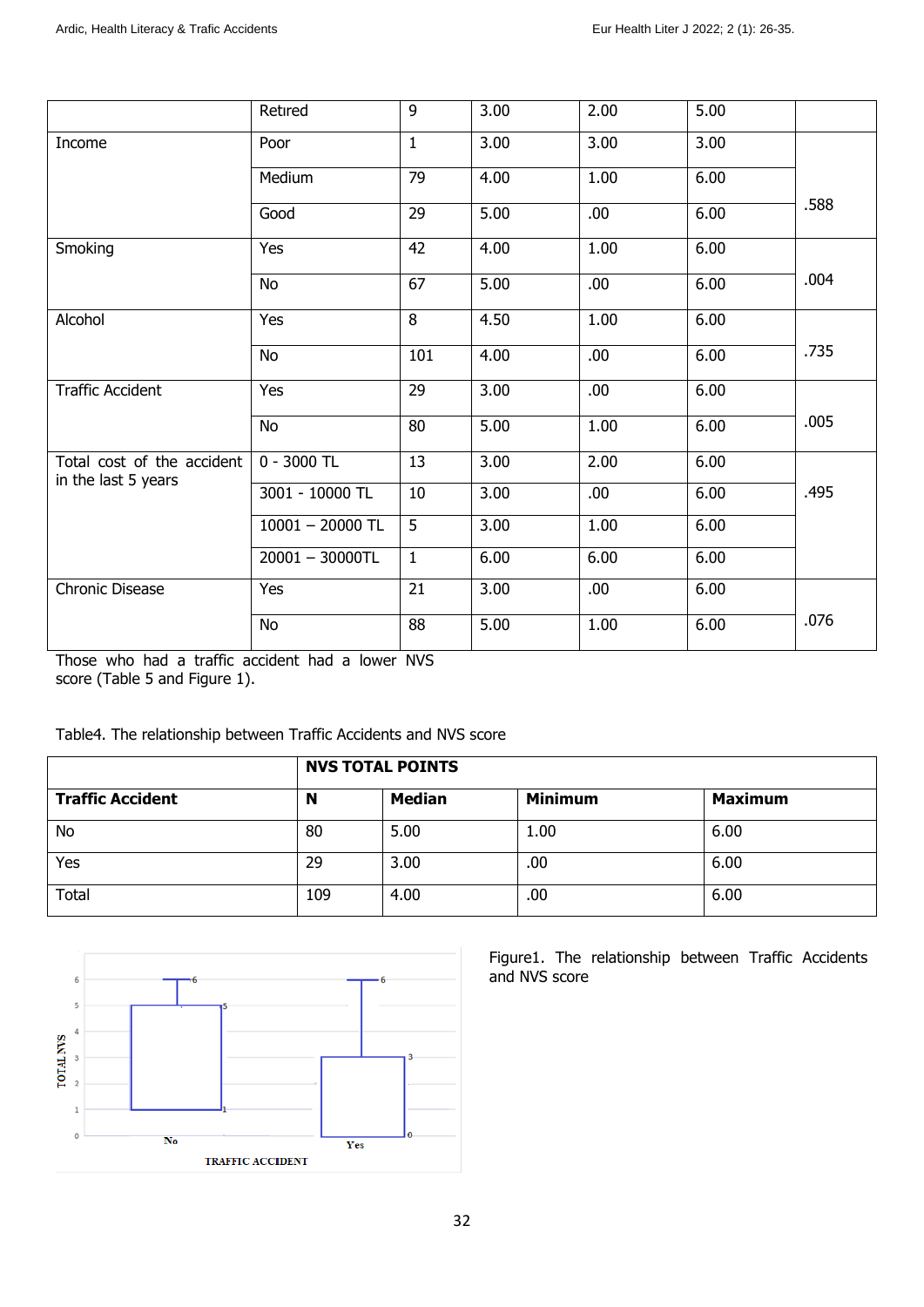| | Retired | 9 | 3.00 | 2.00 | 5.00 | |
|---|---|---|---|---|---|---|
| Income | Poor | 1 | 3.00 | 3.00 | 3.00 | .588 |
| | Medium | 79 | 4.00 | 1.00 | 6.00 | |
| | Good | 29 | 5.00 | .00 | 6.00 | |
| Smoking | Yes | 42 | 4.00 | 1.00 | 6.00 | .004 |
| | No | 67 | 5.00 | .00 | 6.00 | |
| Alcohol | Yes | 8 | 4.50 | 1.00 | 6.00 | .735 |
| | No | 101 | 4.00 | .00 | 6.00 | |
| Traffic Accident | Yes | 29 | 3.00 | .00 | 6.00 | .005 |
| | No | 80 | 5.00 | 1.00 | 6.00 | |
| Total cost of the accident in the last 5 years | 0 - 3000 TL | 13 | 3.00 | 2.00 | 6.00 | .495 |
| | 3001 - 10000 TL | 10 | 3.00 | .00 | 6.00 | |
| | 10001 – 20000 TL | 5 | 3.00 | 1.00 | 6.00 | |
| | 20001 – 30000TL | 1 | 6.00 | 6.00 | 6.00 | |
| Chronic Disease | Yes | 21 | 3.00 | .00 | 6.00 | .076 |
| | No | 88 | 5.00 | 1.00 | 6.00 | |

Those who had a traffic accident had a lower NVS score (Table 5 and Figure 1).

Table4. The relationship between Traffic Accidents and NVS score

| | NVS TOTAL POINTS | | | |
|---|---|---|---|---|
| **Traffic Accident** | **N** | **Median** | **Minimum** | **Maximum** |
| No | 80 | 5.00 | 1.00 | 6.00 |
| Yes | 29 | 3.00 | .00 | 6.00 |
| Total | 109 | 4.00 | .00 | 6.00 |

Figure1. The relationship between Traffic Accidents and NVS score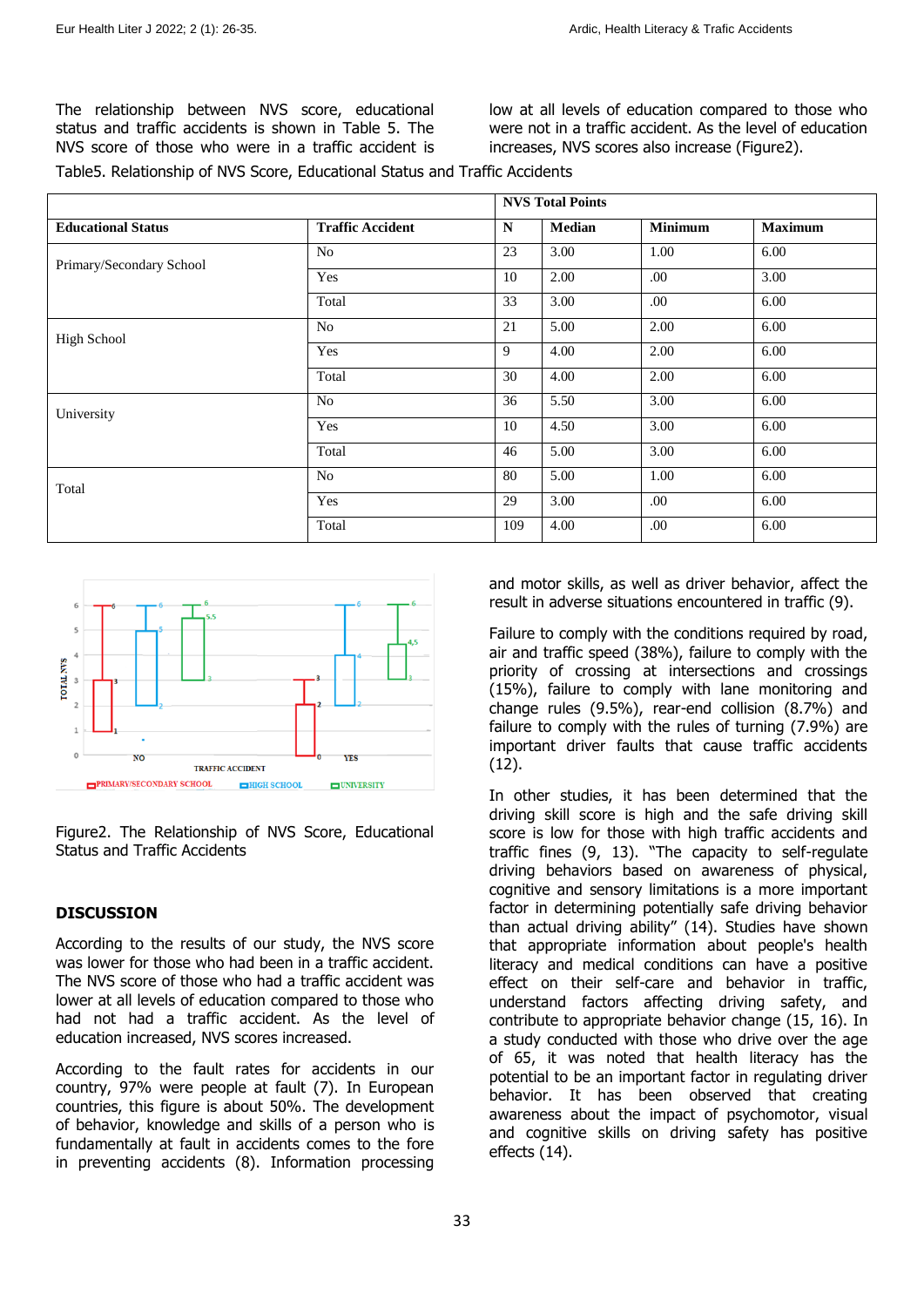The relationship between NVS score, educational status and traffic accidents is shown in Table 5. The NVS score of those who were in a traffic accident is low at all levels of education compared to those who were not in a traffic accident. As the level of education increases, NVS scores also increase (Figure2).

Table5. Relationship of NVS Score, Educational Status and Traffic Accidents

| | | NVS Total Points | | | |
|---|---|---|---|---|---|
| **Educational Status** | **Traffic Accident** | **N** | **Median** | **Minimum** | **Maximum** |
| Primary/Secondary School | No | 23 | 3.00 | 1.00 | 6.00 |
| | Yes | 10 | 2.00 | .00 | 3.00 |
| | Total | 33 | 3.00 | .00 | 6.00 |
| High School | No | 21 | 5.00 | 2.00 | 6.00 |
| | Yes | 9 | 4.00 | 2.00 | 6.00 |
| | Total | 30 | 4.00 | 2.00 | 6.00 |
| University | No | 36 | 5.50 | 3.00 | 6.00 |
| | Yes | 10 | 4.50 | 3.00 | 6.00 |
| | Total | 46 | 5.00 | 3.00 | 6.00 |
| Total | No | 80 | 5.00 | 1.00 | 6.00 |
| | Yes | 29 | 3.00 | .00 | 6.00 |
| | Total | 109 | 4.00 | .00 | 6.00 |

Figure2. The Relationship of NVS Score, Educational Status and Traffic Accidents

## DISCUSSION

According to the results of our study, the NVS score was lower for those who had been in a traffic accident. The NVS score of those who had a traffic accident was lower at all levels of education compared to those who had not had a traffic accident. As the level of education increased, NVS scores increased.

According to the fault rates for accidents in our country, 97% were people at fault (7). In European countries, this figure is about 50%. The development of behavior, knowledge and skills of a person who is fundamentally at fault in accidents comes to the fore in preventing accidents (8). Information processing and motor skills, as well as driver behavior, affect the result in adverse situations encountered in traffic (9).

Failure to comply with the conditions required by road, air and traffic speed (38%), failure to comply with the priority of crossing at intersections and crossings (15%), failure to comply with lane monitoring and change rules (9.5%), rear-end collision (8.7%) and failure to comply with the rules of turning (7.9%) are important driver faults that cause traffic accidents (12).

In other studies, it has been determined that the driving skill score is high and the safe driving skill score is low for those with high traffic accidents and traffic fines (9, 13). "The capacity to self-regulate driving behaviors based on awareness of physical, cognitive and sensory limitations is a more important factor in determining potentially safe driving behavior than actual driving ability" (14). Studies have shown that appropriate information about people's health literacy and medical conditions can have a positive effect on their self-care and behavior in traffic, understand factors affecting driving safety, and contribute to appropriate behavior change (15, 16). In a study conducted with those who drive over the age of 65, it was noted that health literacy has the potential to be an important factor in regulating driver behavior. It has been observed that creating awareness about the impact of psychomotor, visual and cognitive skills on driving safety has positive effects (14).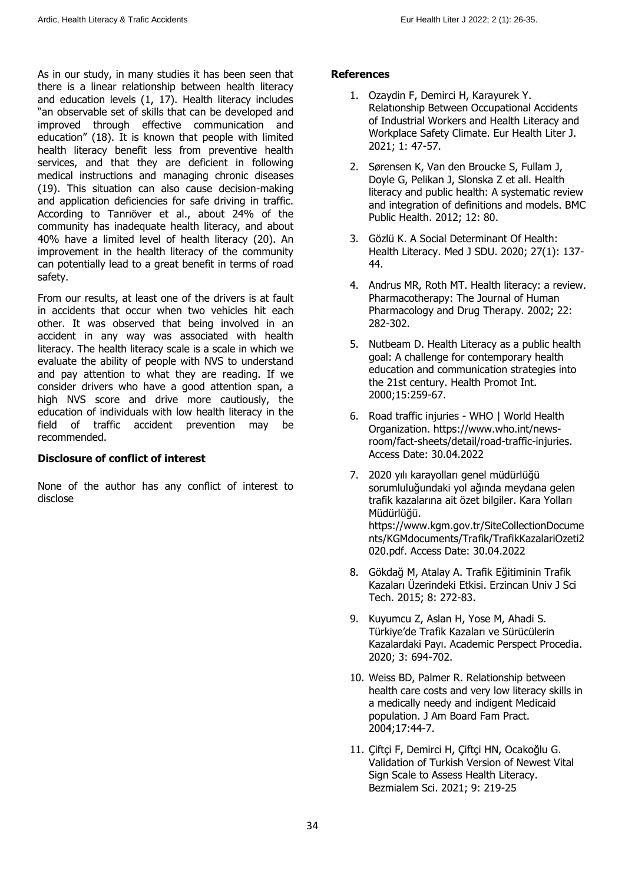As in our study, in many studies it has been seen that there is a linear relationship between health literacy and education levels (1, 17). Health literacy includes "an observable set of skills that can be developed and improved through effective communication and education" (18). It is known that people with limited health literacy benefit less from preventive health services, and that they are deficient in following medical instructions and managing chronic diseases (19). This situation can also cause decision-making and application deficiencies for safe driving in traffic. According to Tanrıöver et al., about 24% of the community has inadequate health literacy, and about 40% have a limited level of health literacy (20). An improvement in the health literacy of the community can potentially lead to a great benefit in terms of road safety.

From our results, at least one of the drivers is at fault in accidents that occur when two vehicles hit each other. It was observed that being involved in an accident in any way was associated with health literacy. The health literacy scale is a scale in which we evaluate the ability of people with NVS to understand and pay attention to what they are reading. If we consider drivers who have a good attention span, a high NVS score and drive more cautiously, the education of individuals with low health literacy in the field of traffic accident prevention may be recommended.

## Disclosure of conflict of interest

None of the author has any conflict of interest to disclose

## References

1. Ozaydin F, Demirci H, Karayurek Y. Relatıonship Between Occupational Accidents of Industrial Workers and Health Literacy and Workplace Safety Climate. Eur Health Liter J. 2021; 1: 47-57.
2. Sørensen K, Van den Broucke S, Fullam J, Doyle G, Pelikan J, Slonska Z et all. Health literacy and public health: A systematic review and integration of definitions and models. BMC Public Health. 2012; 12: 80.
3. Gözlü K. A Social Determinant Of Health: Health Literacy. Med J SDU. 2020; 27(1): 137-44.
4. Andrus MR, Roth MT. Health literacy: a review. Pharmacotherapy: The Journal of Human Pharmacology and Drug Therapy. 2002; 22: 282-302.
5. Nutbeam D. Health Literacy as a public health goal: A challenge for contemporary health education and communication strategies into the 21st century. Health Promot Int. 2000;15:259-67.
6. Road traffic injuries - WHO | World Health Organization. https://www.who.int/news-room/fact-sheets/detail/road-traffic-injuries. Access Date: 30.04.2022
7. 2020 yılı karayolları genel müdürlüğü sorumluluğundaki yol ağında meydana gelen trafik kazalarına ait özet bilgiler. Kara Yolları Müdürlüğü. https://www.kgm.gov.tr/SiteCollectionDocuments/KGMdocuments/Trafik/TrafikKazalariOzeti2020.pdf. Access Date: 30.04.2022
8. Gökdağ M, Atalay A. Trafik Eğitiminin Trafik Kazaları Üzerindeki Etkisi. Erzincan Univ J Sci Tech. 2015; 8: 272-83.
9. Kuyumcu Z, Aslan H, Yose M, Ahadi S. Türkiye'de Trafik Kazaları ve Sürücülerin Kazalardaki Payı. Academic Perspect Procedia. 2020; 3: 694-702.
10. Weiss BD, Palmer R. Relationship between health care costs and very low literacy skills in a medically needy and indigent Medicaid population. J Am Board Fam Pract. 2004;17:44-7.
11. Çiftçi F, Demirci H, Çiftçi HN, Ocakoğlu G. Validation of Turkish Version of Newest Vital Sign Scale to Assess Health Literacy. Bezmialem Sci. 2021; 9: 219-25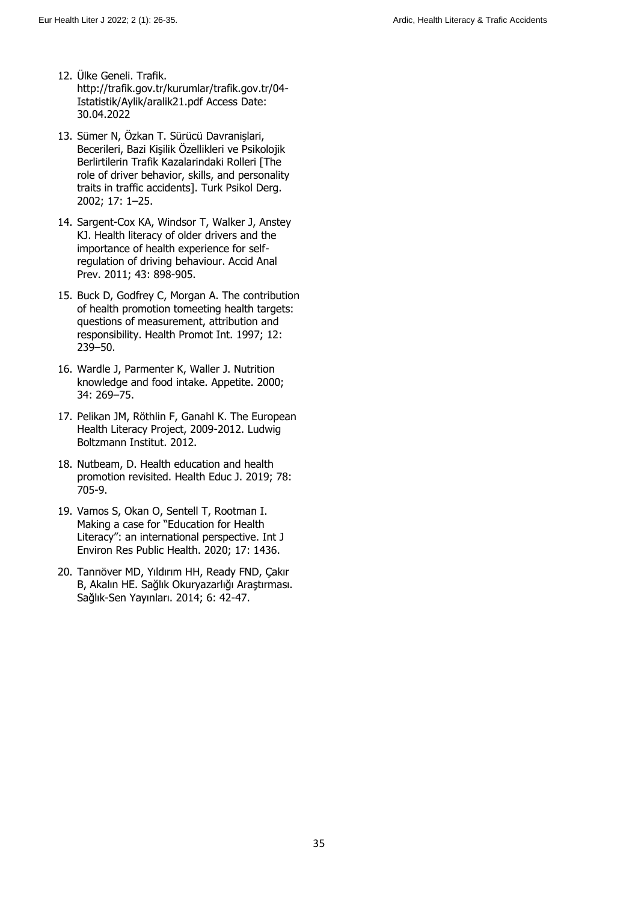12. Ülke Geneli. Trafik. http://trafik.gov.tr/kurumlar/trafik.gov.tr/04-Istatistik/Aylik/aralik21.pdf Access Date: 30.04.2022

13. Sümer N, Özkan T. Sürücü Davranişlari, Becerileri, Bazi Kişilik Özellikleri ve Psikolojik Berlirtilerin Trafik Kazalarindaki Rolleri [The role of driver behavior, skills, and personality traits in traffic accidents]. Turk Psikol Derg. 2002; 17: 1–25.

14. Sargent-Cox KA, Windsor T, Walker J, Anstey KJ. Health literacy of older drivers and the importance of health experience for self-regulation of driving behaviour. Accid Anal Prev. 2011; 43: 898-905.

15. Buck D, Godfrey C, Morgan A. The contribution of health promotion tomeeting health targets: questions of measurement, attribution and responsibility. Health Promot Int. 1997; 12: 239–50.

16. Wardle J, Parmenter K, Waller J. Nutrition knowledge and food intake. Appetite. 2000; 34: 269–75.

17. Pelikan JM, Röthlin F, Ganahl K. The European Health Literacy Project, 2009-2012. Ludwig Boltzmann Institut. 2012.

18. Nutbeam, D. Health education and health promotion revisited. Health Educ J. 2019; 78: 705-9.

19. Vamos S, Okan O, Sentell T, Rootman I. Making a case for "Education for Health Literacy": an international perspective. Int J Environ Res Public Health. 2020; 17: 1436.

20. Tanrıöver MD, Yıldırım HH, Ready FND, Çakır B, Akalın HE. Sağlık Okuryazarlığı Araştırması. Sağlık-Sen Yayınları. 2014; 6: 42-47.